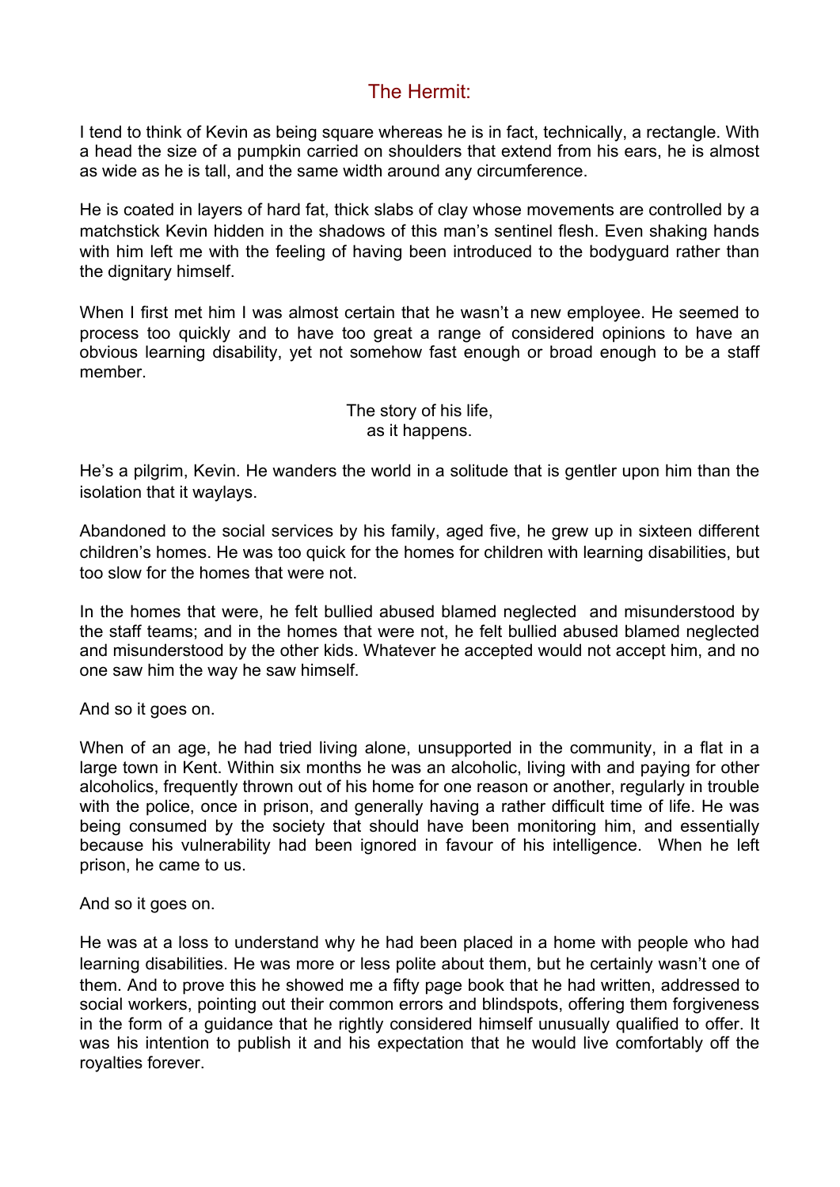# The Hermit:

I tend to think of Kevin as being square whereas he is in fact, technically, a rectangle. With a head the size of a pumpkin carried on shoulders that extend from his ears, he is almost as wide as he is tall, and the same width around any circumference.

He is coated in layers of hard fat, thick slabs of clay whose movements are controlled by a matchstick Kevin hidden in the shadows of this man's sentinel flesh. Even shaking hands with him left me with the feeling of having been introduced to the bodyguard rather than the dignitary himself.

When I first met him I was almost certain that he wasn't a new employee. He seemed to process too quickly and to have too great a range of considered opinions to have an obvious learning disability, yet not somehow fast enough or broad enough to be a staff member.

The story of his life,
as it happens.

He's a pilgrim, Kevin. He wanders the world in a solitude that is gentler upon him than the isolation that it waylays.

Abandoned to the social services by his family, aged five, he grew up in sixteen different children's homes. He was too quick for the homes for children with learning disabilities, but too slow for the homes that were not.

In the homes that were, he felt bullied abused blamed neglected and misunderstood by the staff teams; and in the homes that were not, he felt bullied abused blamed neglected and misunderstood by the other kids. Whatever he accepted would not accept him, and no one saw him the way he saw himself.

And so it goes on.

When of an age, he had tried living alone, unsupported in the community, in a flat in a large town in Kent. Within six months he was an alcoholic, living with and paying for other alcoholics, frequently thrown out of his home for one reason or another, regularly in trouble with the police, once in prison, and generally having a rather difficult time of life. He was being consumed by the society that should have been monitoring him, and essentially because his vulnerability had been ignored in favour of his intelligence. When he left prison, he came to us.

And so it goes on.

He was at a loss to understand why he had been placed in a home with people who had learning disabilities. He was more or less polite about them, but he certainly wasn't one of them. And to prove this he showed me a fifty page book that he had written, addressed to social workers, pointing out their common errors and blindspots, offering them forgiveness in the form of a guidance that he rightly considered himself unusually qualified to offer. It was his intention to publish it and his expectation that he would live comfortably off the royalties forever.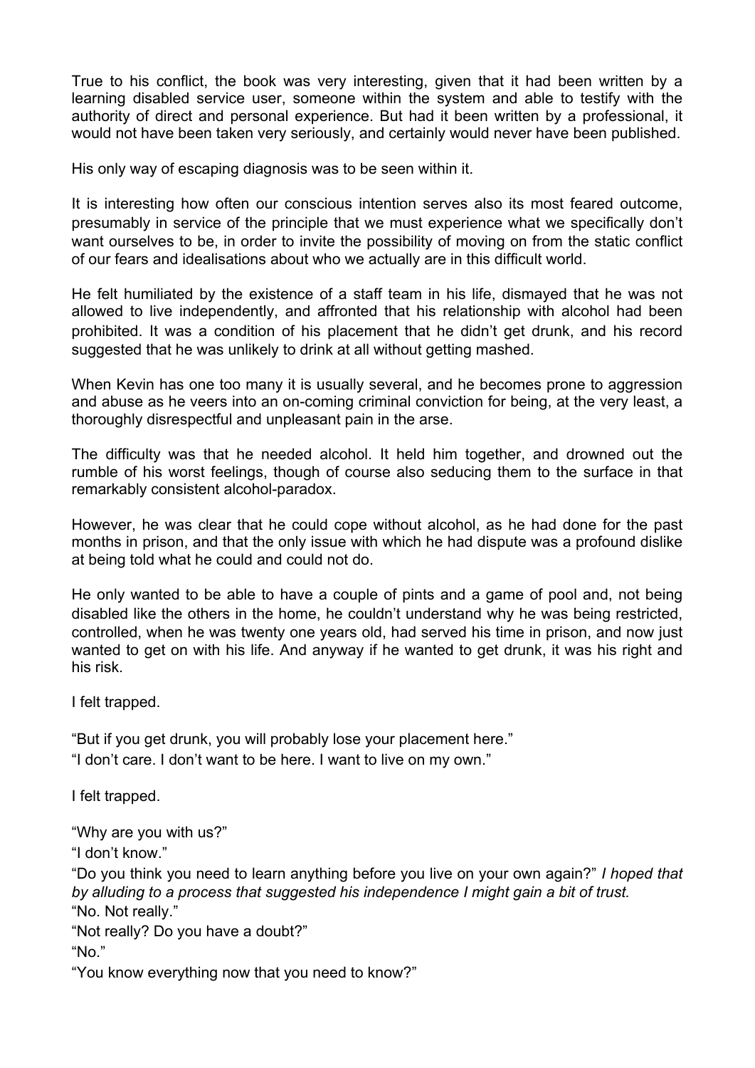True to his conflict, the book was very interesting, given that it had been written by a learning disabled service user, someone within the system and able to testify with the authority of direct and personal experience. But had it been written by a professional, it would not have been taken very seriously, and certainly would never have been published.

His only way of escaping diagnosis was to be seen within it.

It is interesting how often our conscious intention serves also its most feared outcome, presumably in service of the principle that we must experience what we specifically don't want ourselves to be, in order to invite the possibility of moving on from the static conflict of our fears and idealisations about who we actually are in this difficult world.

He felt humiliated by the existence of a staff team in his life, dismayed that he was not allowed to live independently, and affronted that his relationship with alcohol had been prohibited. It was a condition of his placement that he didn't get drunk, and his record suggested that he was unlikely to drink at all without getting mashed.

When Kevin has one too many it is usually several, and he becomes prone to aggression and abuse as he veers into an on-coming criminal conviction for being, at the very least, a thoroughly disrespectful and unpleasant pain in the arse.

The difficulty was that he needed alcohol. It held him together, and drowned out the rumble of his worst feelings, though of course also seducing them to the surface in that remarkably consistent alcohol-paradox.

However, he was clear that he could cope without alcohol, as he had done for the past months in prison, and that the only issue with which he had dispute was a profound dislike at being told what he could and could not do.

He only wanted to be able to have a couple of pints and a game of pool and, not being disabled like the others in the home, he couldn't understand why he was being restricted, controlled, when he was twenty one years old, had served his time in prison, and now just wanted to get on with his life. And anyway if he wanted to get drunk, it was his right and his risk.

I felt trapped.

"But if you get drunk, you will probably lose your placement here."
"I don't care. I don't want to be here. I want to live on my own."

I felt trapped.

"Why are you with us?"
"I don't know."
"Do you think you need to learn anything before you live on your own again?" *I hoped that by alluding to a process that suggested his independence I might gain a bit of trust.*
"No. Not really."
"Not really? Do you have a doubt?"
"No."
"You know everything now that you need to know?"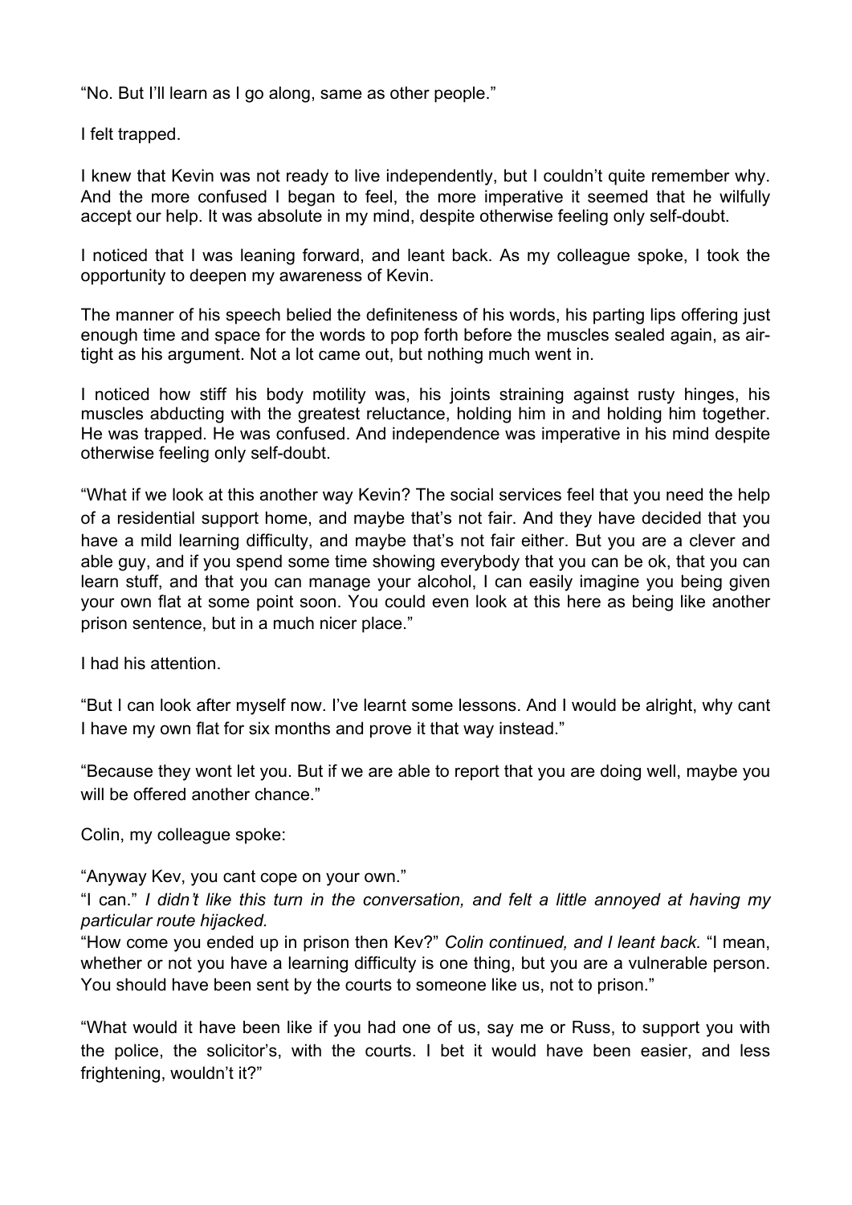"No. But I'll learn as I go along, same as other people."

I felt trapped.

I knew that Kevin was not ready to live independently, but I couldn't quite remember why. And the more confused I began to feel, the more imperative it seemed that he wilfully accept our help. It was absolute in my mind, despite otherwise feeling only self-doubt.

I noticed that I was leaning forward, and leant back. As my colleague spoke, I took the opportunity to deepen my awareness of Kevin.

The manner of his speech belied the definiteness of his words, his parting lips offering just enough time and space for the words to pop forth before the muscles sealed again, as air-tight as his argument. Not a lot came out, but nothing much went in.

I noticed how stiff his body motility was, his joints straining against rusty hinges, his muscles abducting with the greatest reluctance, holding him in and holding him together. He was trapped. He was confused. And independence was imperative in his mind despite otherwise feeling only self-doubt.

"What if we look at this another way Kevin? The social services feel that you need the help of a residential support home, and maybe that's not fair. And they have decided that you have a mild learning difficulty, and maybe that's not fair either. But you are a clever and able guy, and if you spend some time showing everybody that you can be ok, that you can learn stuff, and that you can manage your alcohol, I can easily imagine you being given your own flat at some point soon. You could even look at this here as being like another prison sentence, but in a much nicer place."

I had his attention.

"But I can look after myself now. I've learnt some lessons. And I would be alright, why cant I have my own flat for six months and prove it that way instead."

"Because they wont let you. But if we are able to report that you are doing well, maybe you will be offered another chance."

Colin, my colleague spoke:

"Anyway Kev, you cant cope on your own."
"I can." *I didn't like this turn in the conversation, and felt a little annoyed at having my particular route hijacked.*
"How come you ended up in prison then Kev?" *Colin continued, and I leant back.* "I mean, whether or not you have a learning difficulty is one thing, but you are a vulnerable person. You should have been sent by the courts to someone like us, not to prison."

"What would it have been like if you had one of us, say me or Russ, to support you with the police, the solicitor's, with the courts. I bet it would have been easier, and less frightening, wouldn't it?"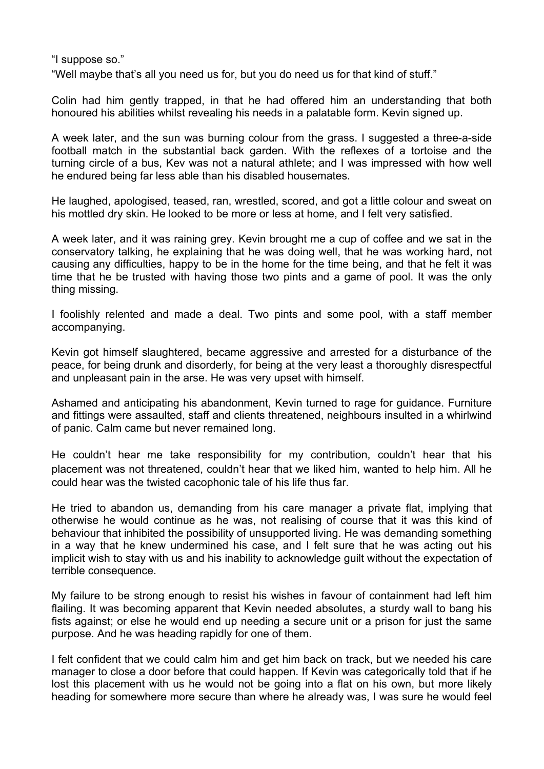"I suppose so."

"Well maybe that's all you need us for, but you do need us for that kind of stuff."

Colin had him gently trapped, in that he had offered him an understanding that both honoured his abilities whilst revealing his needs in a palatable form. Kevin signed up.

A week later, and the sun was burning colour from the grass. I suggested a three-a-side football match in the substantial back garden. With the reflexes of a tortoise and the turning circle of a bus, Kev was not a natural athlete; and I was impressed with how well he endured being far less able than his disabled housemates.

He laughed, apologised, teased, ran, wrestled, scored, and got a little colour and sweat on his mottled dry skin. He looked to be more or less at home, and I felt very satisfied.

A week later, and it was raining grey. Kevin brought me a cup of coffee and we sat in the conservatory talking, he explaining that he was doing well, that he was working hard, not causing any difficulties, happy to be in the home for the time being, and that he felt it was time that he be trusted with having those two pints and a game of pool. It was the only thing missing.

I foolishly relented and made a deal. Two pints and some pool, with a staff member accompanying.

Kevin got himself slaughtered, became aggressive and arrested for a disturbance of the peace, for being drunk and disorderly, for being at the very least a thoroughly disrespectful and unpleasant pain in the arse. He was very upset with himself.

Ashamed and anticipating his abandonment, Kevin turned to rage for guidance. Furniture and fittings were assaulted, staff and clients threatened, neighbours insulted in a whirlwind of panic. Calm came but never remained long.

He couldn't hear me take responsibility for my contribution, couldn't hear that his placement was not threatened, couldn't hear that we liked him, wanted to help him. All he could hear was the twisted cacophonic tale of his life thus far.

He tried to abandon us, demanding from his care manager a private flat, implying that otherwise he would continue as he was, not realising of course that it was this kind of behaviour that inhibited the possibility of unsupported living. He was demanding something in a way that he knew undermined his case, and I felt sure that he was acting out his implicit wish to stay with us and his inability to acknowledge guilt without the expectation of terrible consequence.

My failure to be strong enough to resist his wishes in favour of containment had left him flailing. It was becoming apparent that Kevin needed absolutes, a sturdy wall to bang his fists against; or else he would end up needing a secure unit or a prison for just the same purpose. And he was heading rapidly for one of them.

I felt confident that we could calm him and get him back on track, but we needed his care manager to close a door before that could happen. If Kevin was categorically told that if he lost this placement with us he would not be going into a flat on his own, but more likely heading for somewhere more secure than where he already was, I was sure he would feel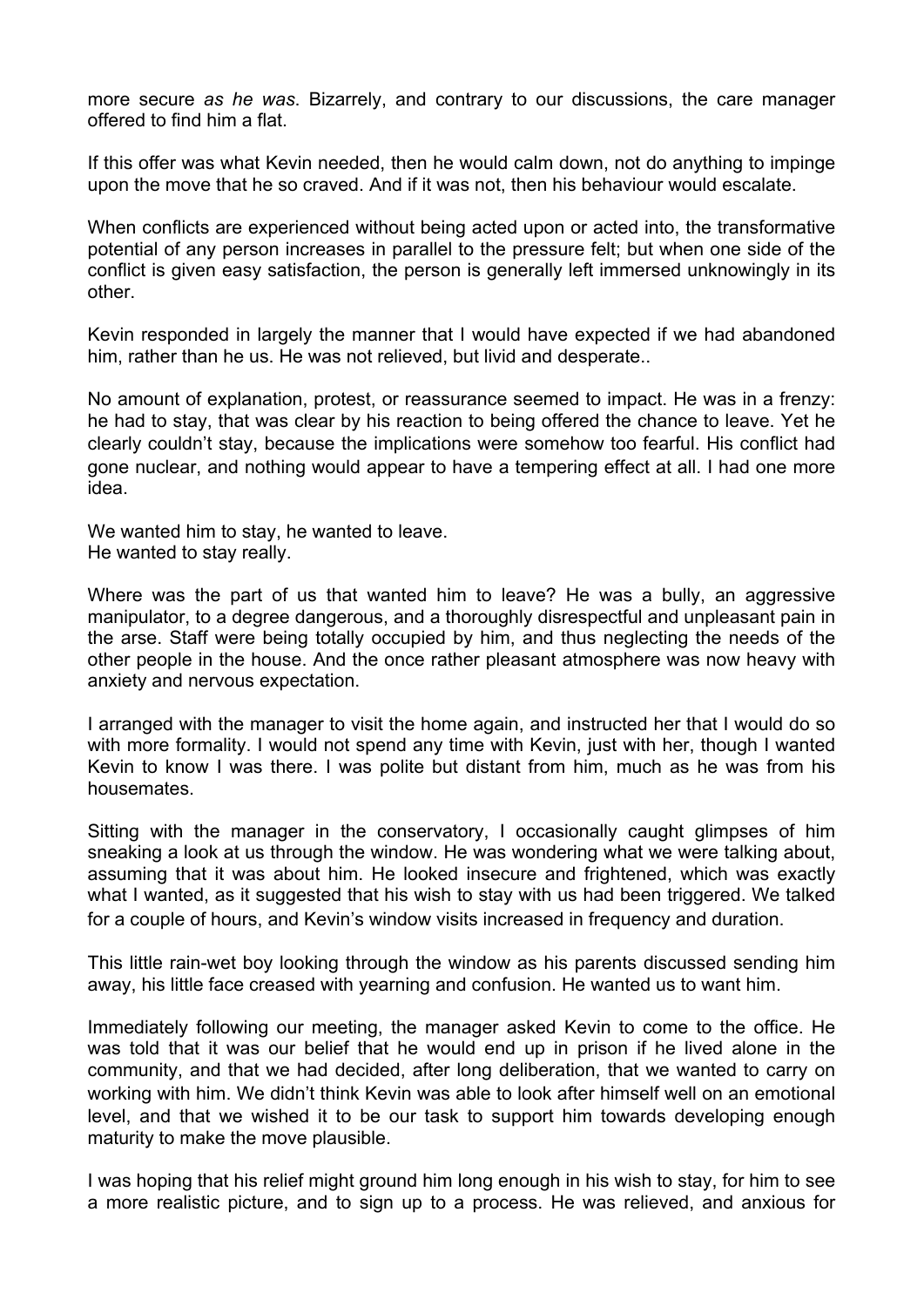more secure *as he was*. Bizarrely, and contrary to our discussions, the care manager offered to find him a flat.

If this offer was what Kevin needed, then he would calm down, not do anything to impinge upon the move that he so craved. And if it was not, then his behaviour would escalate.

When conflicts are experienced without being acted upon or acted into, the transformative potential of any person increases in parallel to the pressure felt; but when one side of the conflict is given easy satisfaction, the person is generally left immersed unknowingly in its other.

Kevin responded in largely the manner that I would have expected if we had abandoned him, rather than he us. He was not relieved, but livid and desperate..

No amount of explanation, protest, or reassurance seemed to impact. He was in a frenzy: he had to stay, that was clear by his reaction to being offered the chance to leave. Yet he clearly couldn't stay, because the implications were somehow too fearful. His conflict had gone nuclear, and nothing would appear to have a tempering effect at all. I had one more idea.

We wanted him to stay, he wanted to leave.
He wanted to stay really.

Where was the part of us that wanted him to leave? He was a bully, an aggressive manipulator, to a degree dangerous, and a thoroughly disrespectful and unpleasant pain in the arse. Staff were being totally occupied by him, and thus neglecting the needs of the other people in the house. And the once rather pleasant atmosphere was now heavy with anxiety and nervous expectation.

I arranged with the manager to visit the home again, and instructed her that I would do so with more formality. I would not spend any time with Kevin, just with her, though I wanted Kevin to know I was there. I was polite but distant from him, much as he was from his housemates.

Sitting with the manager in the conservatory, I occasionally caught glimpses of him sneaking a look at us through the window. He was wondering what we were talking about, assuming that it was about him. He looked insecure and frightened, which was exactly what I wanted, as it suggested that his wish to stay with us had been triggered. We talked for a couple of hours, and Kevin's window visits increased in frequency and duration.

This little rain-wet boy looking through the window as his parents discussed sending him away, his little face creased with yearning and confusion. He wanted us to want him.

Immediately following our meeting, the manager asked Kevin to come to the office. He was told that it was our belief that he would end up in prison if he lived alone in the community, and that we had decided, after long deliberation, that we wanted to carry on working with him. We didn't think Kevin was able to look after himself well on an emotional level, and that we wished it to be our task to support him towards developing enough maturity to make the move plausible.

I was hoping that his relief might ground him long enough in his wish to stay, for him to see a more realistic picture, and to sign up to a process. He was relieved, and anxious for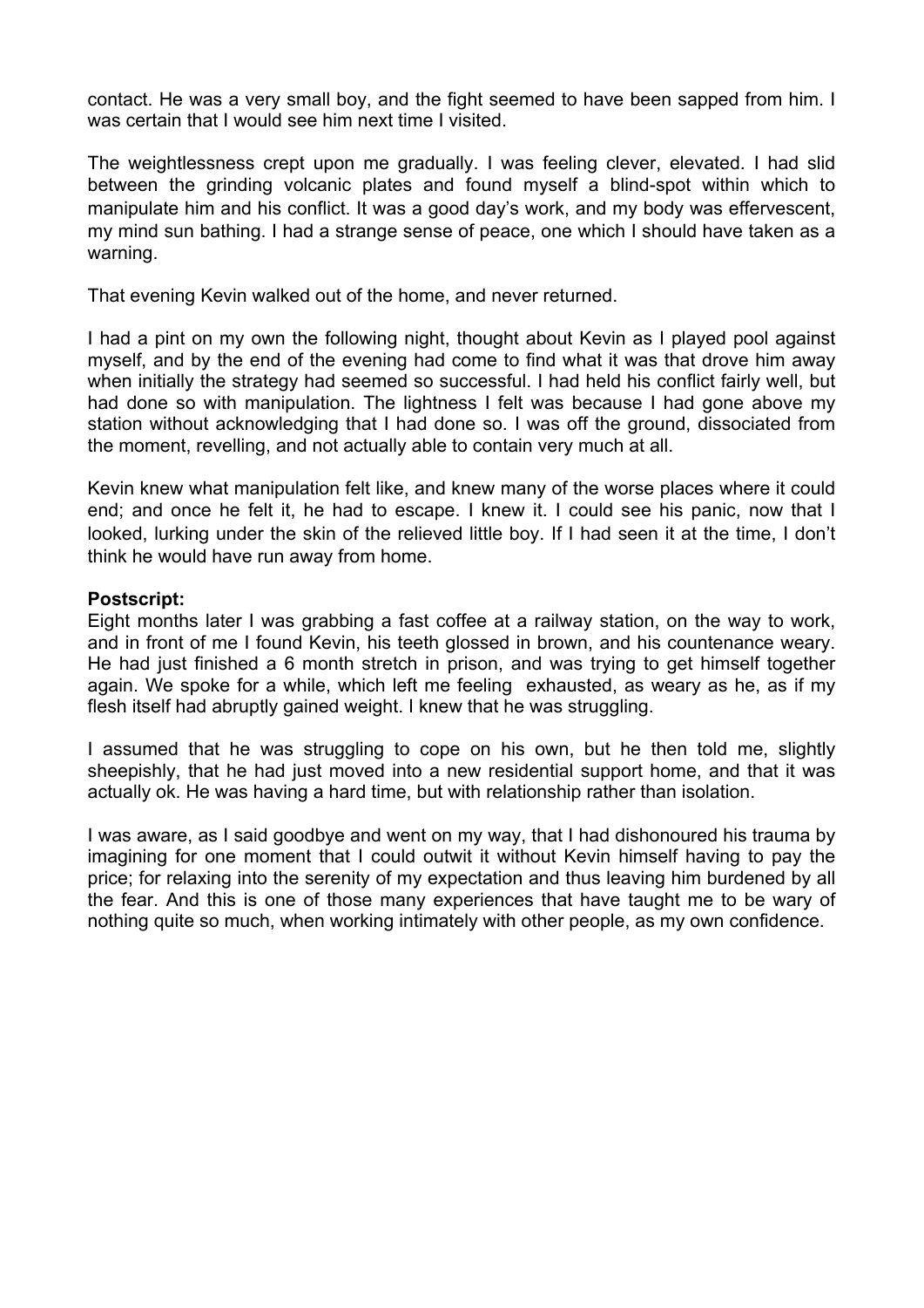contact. He was a very small boy, and the fight seemed to have been sapped from him. I was certain that I would see him next time I visited.

The weightlessness crept upon me gradually. I was feeling clever, elevated. I had slid between the grinding volcanic plates and found myself a blind-spot within which to manipulate him and his conflict. It was a good day's work, and my body was effervescent, my mind sun bathing. I had a strange sense of peace, one which I should have taken as a warning.

That evening Kevin walked out of the home, and never returned.

I had a pint on my own the following night, thought about Kevin as I played pool against myself, and by the end of the evening had come to find what it was that drove him away when initially the strategy had seemed so successful. I had held his conflict fairly well, but had done so with manipulation. The lightness I felt was because I had gone above my station without acknowledging that I had done so. I was off the ground, dissociated from the moment, revelling, and not actually able to contain very much at all.

Kevin knew what manipulation felt like, and knew many of the worse places where it could end; and once he felt it, he had to escape. I knew it. I could see his panic, now that I looked, lurking under the skin of the relieved little boy. If I had seen it at the time, I don't think he would have run away from home.

**Postscript:**
Eight months later I was grabbing a fast coffee at a railway station, on the way to work, and in front of me I found Kevin, his teeth glossed in brown, and his countenance weary. He had just finished a 6 month stretch in prison, and was trying to get himself together again. We spoke for a while, which left me feeling exhausted, as weary as he, as if my flesh itself had abruptly gained weight. I knew that he was struggling.

I assumed that he was struggling to cope on his own, but he then told me, slightly sheepishly, that he had just moved into a new residential support home, and that it was actually ok. He was having a hard time, but with relationship rather than isolation.

I was aware, as I said goodbye and went on my way, that I had dishonoured his trauma by imagining for one moment that I could outwit it without Kevin himself having to pay the price; for relaxing into the serenity of my expectation and thus leaving him burdened by all the fear. And this is one of those many experiences that have taught me to be wary of nothing quite so much, when working intimately with other people, as my own confidence.